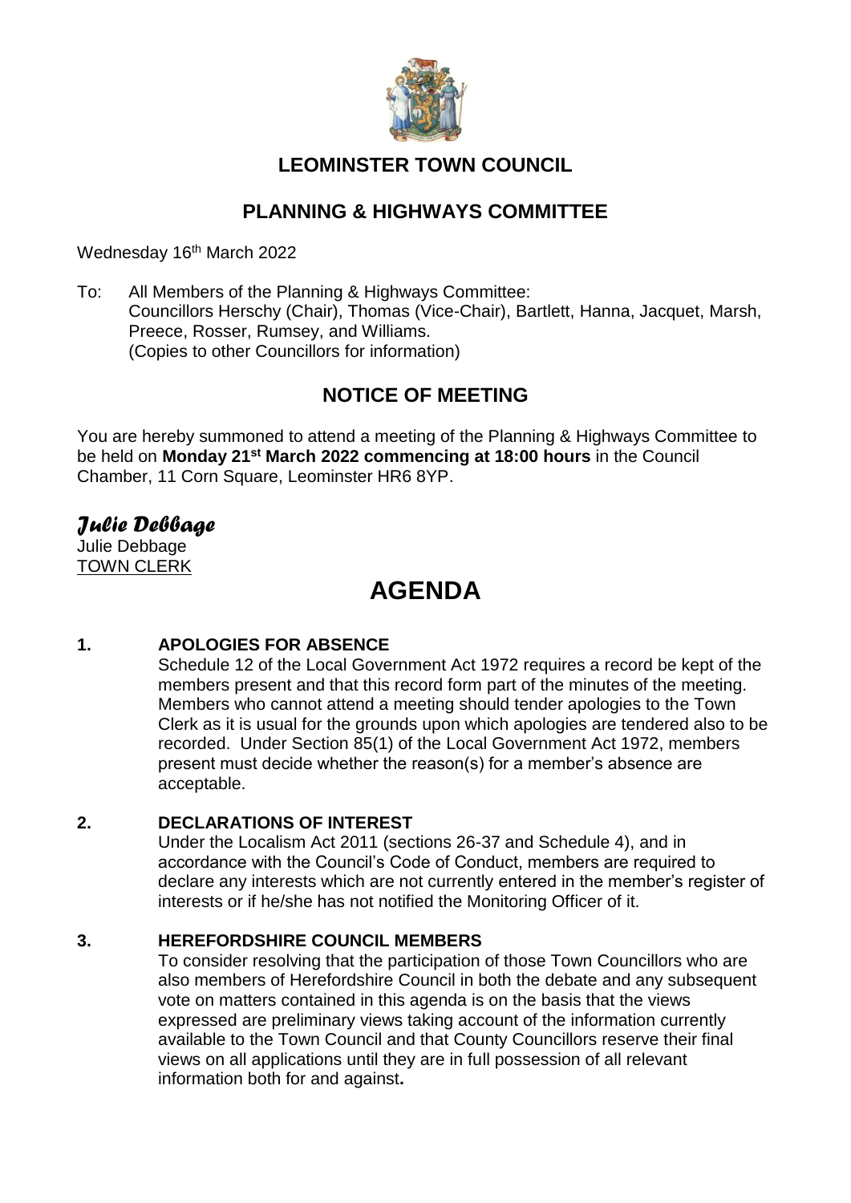# LEOMINSTER TOWN COUNCIL

## PLANNING & HIGHWAYS COMMITTEE

Wednesday 16th March 2022

To: All Members of the Planning & Highways Committee:
Councillors Herschy (Chair), Thomas (Vice-Chair), Bartlett, Hanna, Jacquet, Marsh, Preece, Rosser, Rumsey, and Williams.
(Copies to other Councillors for information)

## NOTICE OF MEETING

You are hereby summoned to attend a meeting of the Planning & Highways Committee to be held on **Monday 21st March 2022 commencing at 18:00 hours** in the Council Chamber, 11 Corn Square, Leominster HR6 8YP.

*Julie Debbage*
Julie Debbage
TOWN CLERK

# AGENDA

**1. APOLOGIES FOR ABSENCE**

Schedule 12 of the Local Government Act 1972 requires a record be kept of the members present and that this record form part of the minutes of the meeting. Members who cannot attend a meeting should tender apologies to the Town Clerk as it is usual for the grounds upon which apologies are tendered also to be recorded. Under Section 85(1) of the Local Government Act 1972, members present must decide whether the reason(s) for a member's absence are acceptable.

**2. DECLARATIONS OF INTEREST**

Under the Localism Act 2011 (sections 26-37 and Schedule 4), and in accordance with the Council's Code of Conduct, members are required to declare any interests which are not currently entered in the member's register of interests or if he/she has not notified the Monitoring Officer of it.

**3. HEREFORDSHIRE COUNCIL MEMBERS**

To consider resolving that the participation of those Town Councillors who are also members of Herefordshire Council in both the debate and any subsequent vote on matters contained in this agenda is on the basis that the views expressed are preliminary views taking account of the information currently available to the Town Council and that County Councillors reserve their final views on all applications until they are in full possession of all relevant information both for and against**.**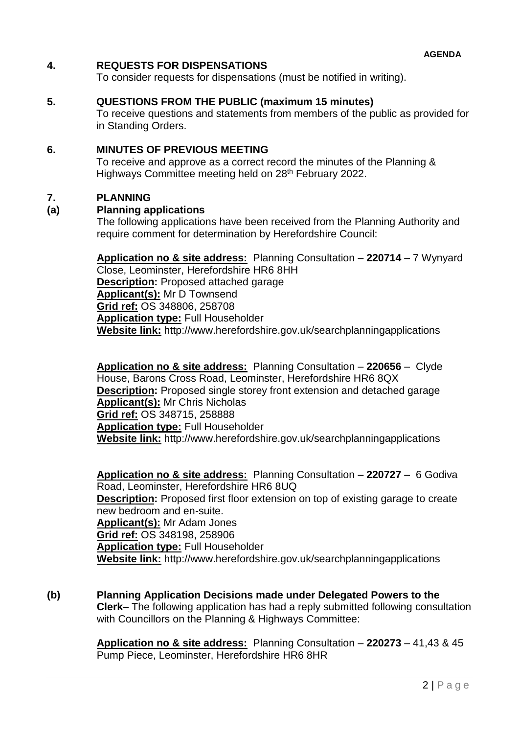**AGENDA**

## 4. REQUESTS FOR DISPENSATIONS

To consider requests for dispensations (must be notified in writing).

## 5. QUESTIONS FROM THE PUBLIC (maximum 15 minutes)

To receive questions and statements from members of the public as provided for in Standing Orders.

## 6. MINUTES OF PREVIOUS MEETING

To receive and approve as a correct record the minutes of the Planning & Highways Committee meeting held on 28th February 2022.

## 7. PLANNING

### (a) Planning applications

The following applications have been received from the Planning Authority and require comment for determination by Herefordshire Council:

**Application no & site address:** Planning Consultation – **220714** – 7 Wynyard Close, Leominster, Herefordshire HR6 8HH
**Description:** Proposed attached garage
**Applicant(s):** Mr D Townsend
**Grid ref:** OS 348806, 258708
**Application type:** Full Householder
**Website link:** http://www.herefordshire.gov.uk/searchplanningapplications

**Application no & site address:** Planning Consultation – **220656** – Clyde House, Barons Cross Road, Leominster, Herefordshire HR6 8QX
**Description:** Proposed single storey front extension and detached garage
**Applicant(s):** Mr Chris Nicholas
**Grid ref:** OS 348715, 258888
**Application type:** Full Householder
**Website link:** http://www.herefordshire.gov.uk/searchplanningapplications

**Application no & site address:** Planning Consultation – **220727** – 6 Godiva Road, Leominster, Herefordshire HR6 8UQ
**Description:** Proposed first floor extension on top of existing garage to create new bedroom and en-suite.
**Applicant(s):** Mr Adam Jones
**Grid ref:** OS 348198, 258906
**Application type:** Full Householder
**Website link:** http://www.herefordshire.gov.uk/searchplanningapplications

### (b) Planning Application Decisions made under Delegated Powers to the Clerk–

The following application has had a reply submitted following consultation with Councillors on the Planning & Highways Committee:

**Application no & site address:** Planning Consultation – **220273** – 41,43 & 45 Pump Piece, Leominster, Herefordshire HR6 8HR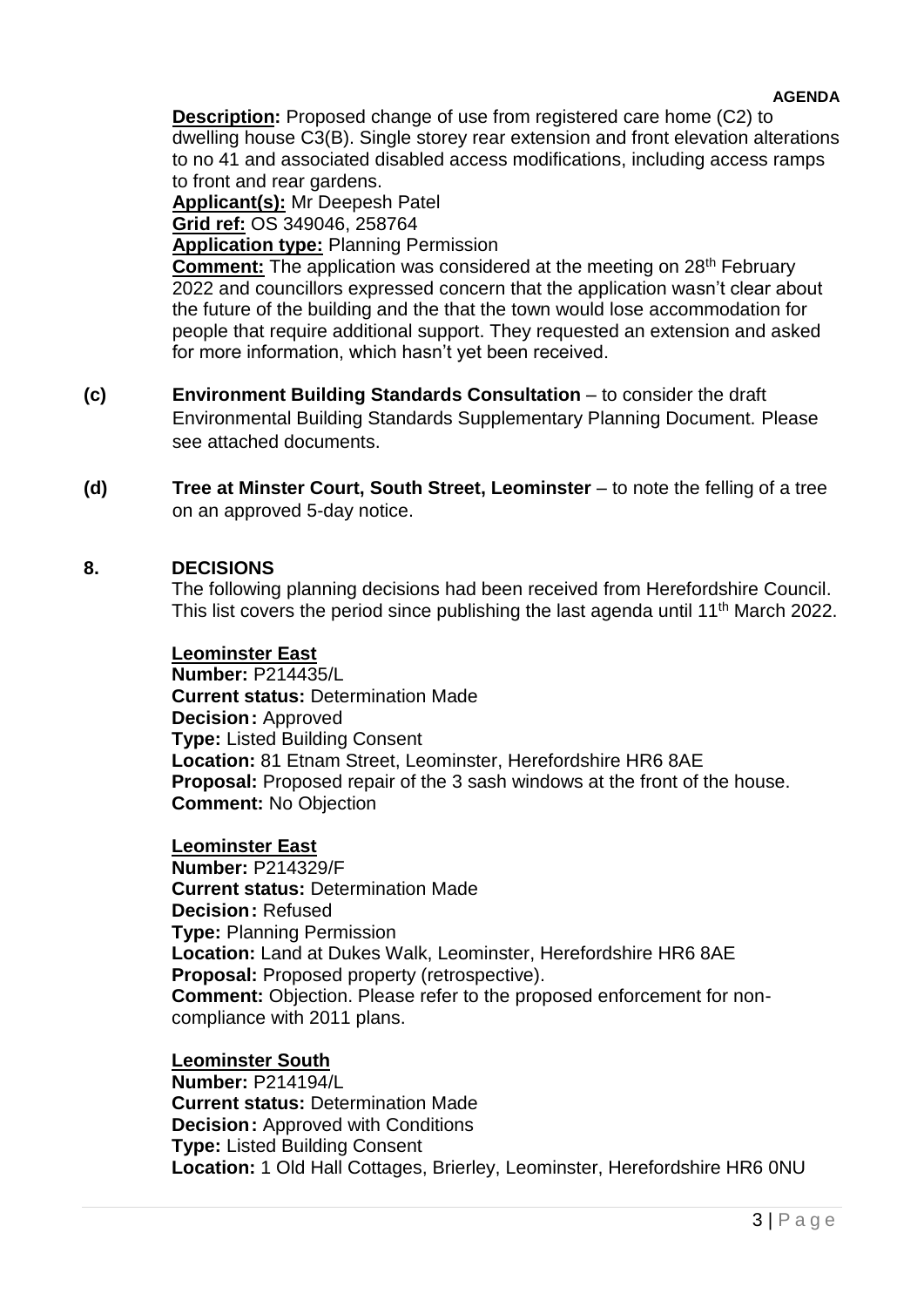**Description:** Proposed change of use from registered care home (C2) to dwelling house C3(B). Single storey rear extension and front elevation alterations to no 41 and associated disabled access modifications, including access ramps to front and rear gardens.
**Applicant(s):** Mr Deepesh Patel
**Grid ref:** OS 349046, 258764
**Application type:** Planning Permission
**Comment:** The application was considered at the meeting on 28th February 2022 and councillors expressed concern that the application wasn't clear about the future of the building and the that the town would lose accommodation for people that require additional support. They requested an extension and asked for more information, which hasn't yet been received.

**(c)** **Environment Building Standards Consultation** – to consider the draft Environmental Building Standards Supplementary Planning Document. Please see attached documents.

**(d)** **Tree at Minster Court, South Street, Leominster** – to note the felling of a tree on an approved 5-day notice.

## 8. DECISIONS

The following planning decisions had been received from Herefordshire Council. This list covers the period since publishing the last agenda until 11th March 2022.

**Leominster East**
**Number:** P214435/L
**Current status:** Determination Made
**Decision:** Approved
**Type:** Listed Building Consent
**Location:** 81 Etnam Street, Leominster, Herefordshire HR6 8AE
**Proposal:** Proposed repair of the 3 sash windows at the front of the house.
**Comment:** No Objection

**Leominster East**
**Number:** P214329/F
**Current status:** Determination Made
**Decision:** Refused
**Type:** Planning Permission
**Location:** Land at Dukes Walk, Leominster, Herefordshire HR6 8AE
**Proposal:** Proposed property (retrospective).
**Comment:** Objection. Please refer to the proposed enforcement for non-compliance with 2011 plans.

**Leominster South**
**Number:** P214194/L
**Current status:** Determination Made
**Decision:** Approved with Conditions
**Type:** Listed Building Consent
**Location:** 1 Old Hall Cottages, Brierley, Leominster, Herefordshire HR6 0NU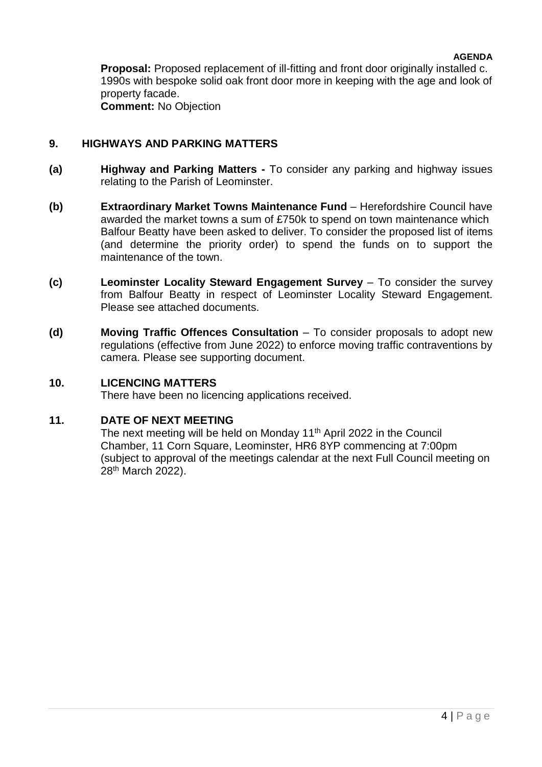**Proposal:** Proposed replacement of ill-fitting and front door originally installed c. 1990s with bespoke solid oak front door more in keeping with the age and look of property facade.
**Comment:** No Objection

## 9. HIGHWAYS AND PARKING MATTERS

**(a)** **Highway and Parking Matters -** To consider any parking and highway issues relating to the Parish of Leominster.

**(b)** **Extraordinary Market Towns Maintenance Fund** – Herefordshire Council have awarded the market towns a sum of £750k to spend on town maintenance which Balfour Beatty have been asked to deliver. To consider the proposed list of items (and determine the priority order) to spend the funds on to support the maintenance of the town.

**(c)** **Leominster Locality Steward Engagement Survey** – To consider the survey from Balfour Beatty in respect of Leominster Locality Steward Engagement. Please see attached documents.

**(d)** **Moving Traffic Offences Consultation** – To consider proposals to adopt new regulations (effective from June 2022) to enforce moving traffic contraventions by camera. Please see supporting document.

## 10. LICENCING MATTERS

There have been no licencing applications received.

## 11. DATE OF NEXT MEETING

The next meeting will be held on Monday 11th April 2022 in the Council Chamber, 11 Corn Square, Leominster, HR6 8YP commencing at 7:00pm (subject to approval of the meetings calendar at the next Full Council meeting on 28th March 2022).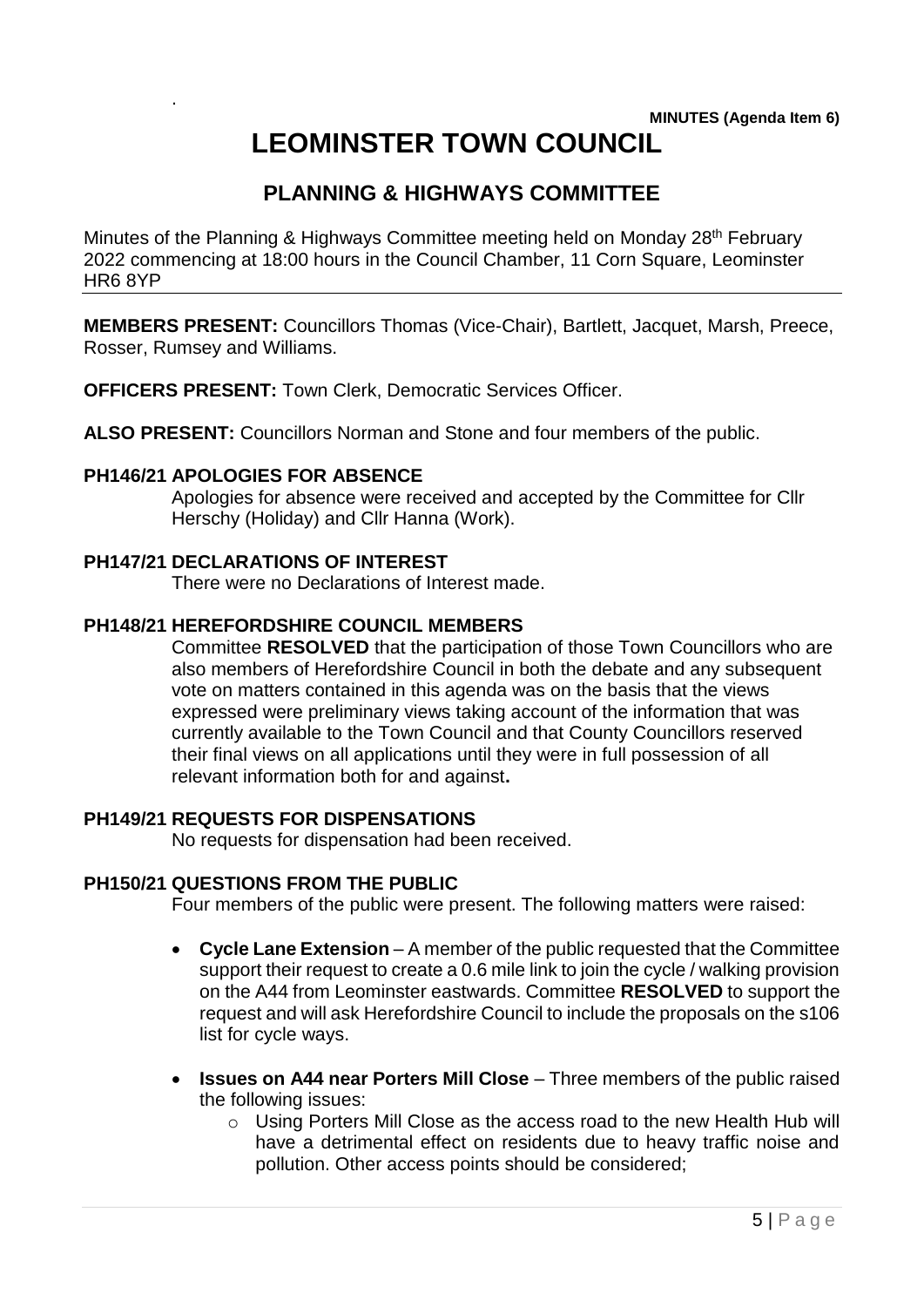**MINUTES (Agenda Item 6)**

# LEOMINSTER TOWN COUNCIL

## PLANNING & HIGHWAYS COMMITTEE

Minutes of the Planning & Highways Committee meeting held on Monday 28th February 2022 commencing at 18:00 hours in the Council Chamber, 11 Corn Square, Leominster HR6 8YP

---

**MEMBERS PRESENT:** Councillors Thomas (Vice-Chair), Bartlett, Jacquet, Marsh, Preece, Rosser, Rumsey and Williams.

**OFFICERS PRESENT:** Town Clerk, Democratic Services Officer.

**ALSO PRESENT:** Councillors Norman and Stone and four members of the public.

### PH146/21 APOLOGIES FOR ABSENCE

Apologies for absence were received and accepted by the Committee for Cllr Herschy (Holiday) and Cllr Hanna (Work).

### PH147/21 DECLARATIONS OF INTEREST

There were no Declarations of Interest made.

### PH148/21 HEREFORDSHIRE COUNCIL MEMBERS

Committee **RESOLVED** that the participation of those Town Councillors who are also members of Herefordshire Council in both the debate and any subsequent vote on matters contained in this agenda was on the basis that the views expressed were preliminary views taking account of the information that was currently available to the Town Council and that County Councillors reserved their final views on all applications until they were in full possession of all relevant information both for and against**.**

### PH149/21 REQUESTS FOR DISPENSATIONS

No requests for dispensation had been received.

### PH150/21 QUESTIONS FROM THE PUBLIC

Four members of the public were present. The following matters were raised:

- **Cycle Lane Extension** – A member of the public requested that the Committee support their request to create a 0.6 mile link to join the cycle / walking provision on the A44 from Leominster eastwards. Committee **RESOLVED** to support the request and will ask Herefordshire Council to include the proposals on the s106 list for cycle ways.

- **Issues on A44 near Porters Mill Close** – Three members of the public raised the following issues:
    - Using Porters Mill Close as the access road to the new Health Hub will have a detrimental effect on residents due to heavy traffic noise and pollution. Other access points should be considered;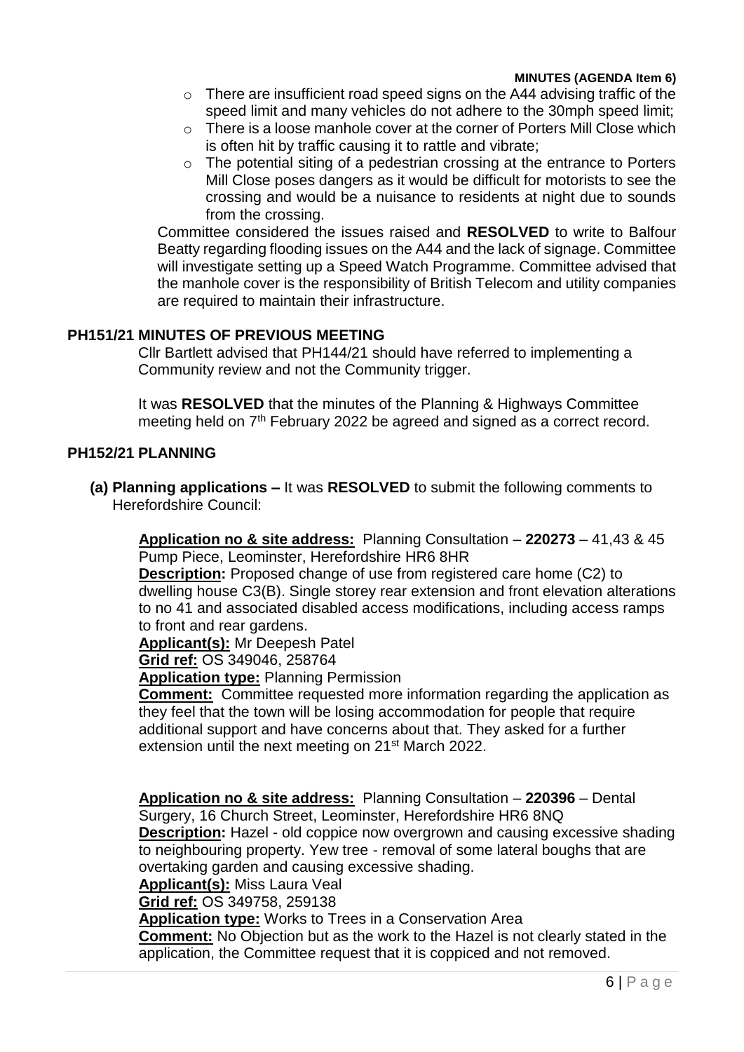- There are insufficient road speed signs on the A44 advising traffic of the speed limit and many vehicles do not adhere to the 30mph speed limit;
- There is a loose manhole cover at the corner of Porters Mill Close which is often hit by traffic causing it to rattle and vibrate;
- The potential siting of a pedestrian crossing at the entrance to Porters Mill Close poses dangers as it would be difficult for motorists to see the crossing and would be a nuisance to residents at night due to sounds from the crossing.

Committee considered the issues raised and **RESOLVED** to write to Balfour Beatty regarding flooding issues on the A44 and the lack of signage. Committee will investigate setting up a Speed Watch Programme. Committee advised that the manhole cover is the responsibility of British Telecom and utility companies are required to maintain their infrastructure.

## PH151/21 MINUTES OF PREVIOUS MEETING

Cllr Bartlett advised that PH144/21 should have referred to implementing a Community review and not the Community trigger.

It was **RESOLVED** that the minutes of the Planning & Highways Committee meeting held on 7th February 2022 be agreed and signed as a correct record.

## PH152/21 PLANNING

**(a) Planning applications –** It was **RESOLVED** to submit the following comments to Herefordshire Council:

**Application no & site address:** Planning Consultation – **220273** – 41,43 & 45 Pump Piece, Leominster, Herefordshire HR6 8HR
**Description:** Proposed change of use from registered care home (C2) to dwelling house C3(B). Single storey rear extension and front elevation alterations to no 41 and associated disabled access modifications, including access ramps to front and rear gardens.
**Applicant(s):** Mr Deepesh Patel
**Grid ref:** OS 349046, 258764
**Application type:** Planning Permission
**Comment:** Committee requested more information regarding the application as they feel that the town will be losing accommodation for people that require additional support and have concerns about that. They asked for a further extension until the next meeting on 21st March 2022.

**Application no & site address:** Planning Consultation – **220396** – Dental Surgery, 16 Church Street, Leominster, Herefordshire HR6 8NQ
**Description:** Hazel - old coppice now overgrown and causing excessive shading to neighbouring property. Yew tree - removal of some lateral boughs that are overtaking garden and causing excessive shading.
**Applicant(s):** Miss Laura Veal
**Grid ref:** OS 349758, 259138
**Application type:** Works to Trees in a Conservation Area
**Comment:** No Objection but as the work to the Hazel is not clearly stated in the application, the Committee request that it is coppiced and not removed.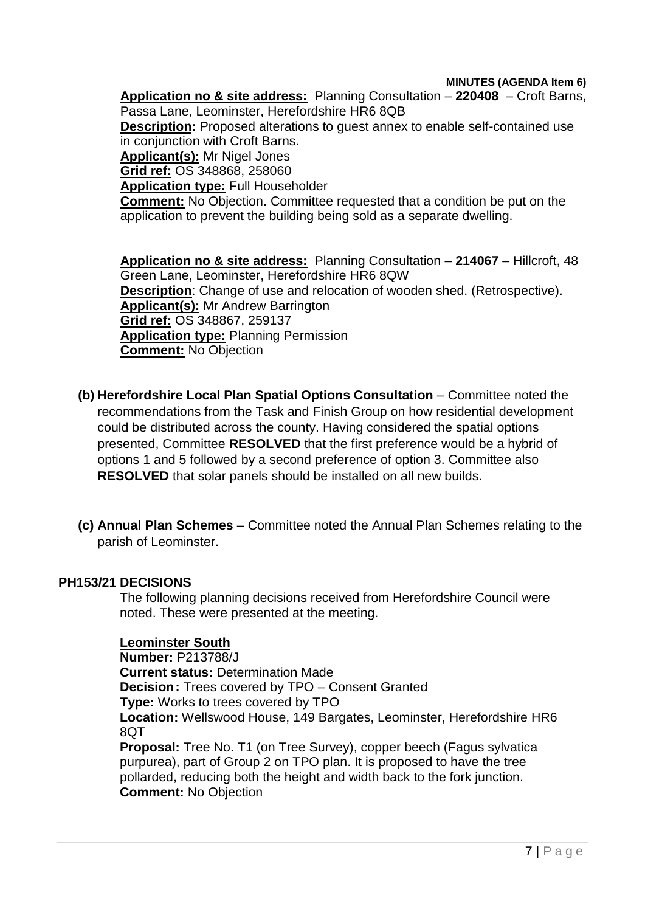**MINUTES (AGENDA Item 6)**

**Application no & site address:** Planning Consultation – **220408** – Croft Barns, Passa Lane, Leominster, Herefordshire HR6 8QB
**Description:** Proposed alterations to guest annex to enable self-contained use in conjunction with Croft Barns.
**Applicant(s):** Mr Nigel Jones
**Grid ref:** OS 348868, 258060
**Application type:** Full Householder
**Comment:** No Objection. Committee requested that a condition be put on the application to prevent the building being sold as a separate dwelling.

**Application no & site address:** Planning Consultation – **214067** – Hillcroft, 48 Green Lane, Leominster, Herefordshire HR6 8QW
**Description**: Change of use and relocation of wooden shed. (Retrospective).
**Applicant(s):** Mr Andrew Barrington
**Grid ref:** OS 348867, 259137
**Application type:** Planning Permission
**Comment:** No Objection

**(b) Herefordshire Local Plan Spatial Options Consultation** – Committee noted the recommendations from the Task and Finish Group on how residential development could be distributed across the county. Having considered the spatial options presented, Committee **RESOLVED** that the first preference would be a hybrid of options 1 and 5 followed by a second preference of option 3. Committee also **RESOLVED** that solar panels should be installed on all new builds.

**(c) Annual Plan Schemes** – Committee noted the Annual Plan Schemes relating to the parish of Leominster.

## PH153/21 DECISIONS

The following planning decisions received from Herefordshire Council were noted. These were presented at the meeting.

**Leominster South**
**Number:** P213788/J
**Current status:** Determination Made
**Decision:** Trees covered by TPO – Consent Granted
**Type:** Works to trees covered by TPO
**Location:** Wellswood House, 149 Bargates, Leominster, Herefordshire HR6 8QT
**Proposal:** Tree No. T1 (on Tree Survey), copper beech (Fagus sylvatica purpurea), part of Group 2 on TPO plan. It is proposed to have the tree pollarded, reducing both the height and width back to the fork junction.
**Comment:** No Objection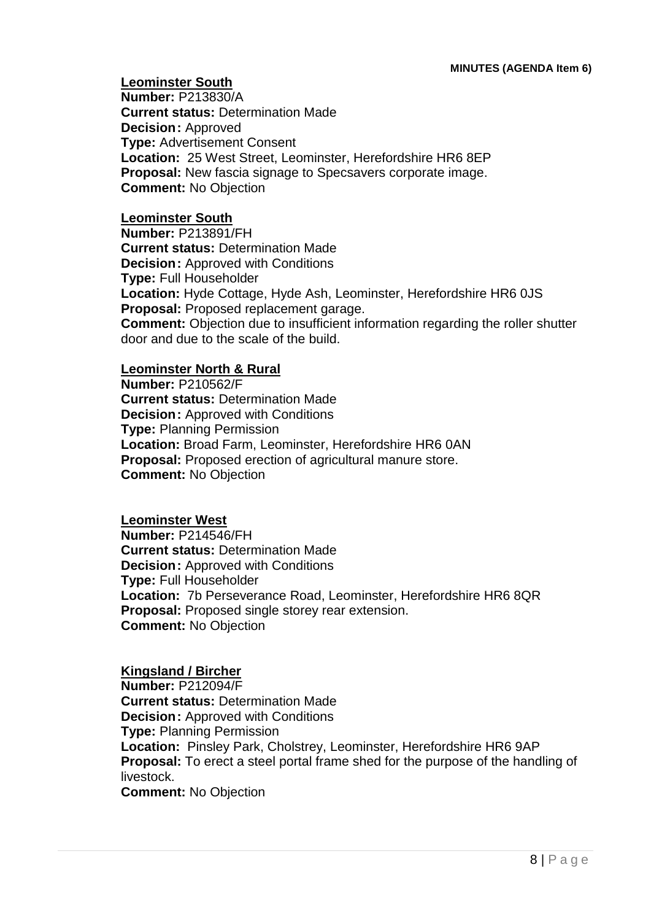**MINUTES (AGENDA Item 6)**

**Leominster South**
**Number:** P213830/A
**Current status:** Determination Made
**Decision:** Approved
**Type:** Advertisement Consent
**Location:** 25 West Street, Leominster, Herefordshire HR6 8EP
**Proposal:** New fascia signage to Specsavers corporate image.
**Comment:** No Objection

**Leominster South**
**Number:** P213891/FH
**Current status:** Determination Made
**Decision:** Approved with Conditions
**Type:** Full Householder
**Location:** Hyde Cottage, Hyde Ash, Leominster, Herefordshire HR6 0JS
**Proposal:** Proposed replacement garage.
**Comment:** Objection due to insufficient information regarding the roller shutter door and due to the scale of the build.

**Leominster North & Rural**
**Number:** P210562/F
**Current status:** Determination Made
**Decision:** Approved with Conditions
**Type:** Planning Permission
**Location:** Broad Farm, Leominster, Herefordshire HR6 0AN
**Proposal:** Proposed erection of agricultural manure store.
**Comment:** No Objection

**Leominster West**
**Number:** P214546/FH
**Current status:** Determination Made
**Decision:** Approved with Conditions
**Type:** Full Householder
**Location:** 7b Perseverance Road, Leominster, Herefordshire HR6 8QR
**Proposal:** Proposed single storey rear extension.
**Comment:** No Objection

**Kingsland / Bircher**
**Number:** P212094/F
**Current status:** Determination Made
**Decision:** Approved with Conditions
**Type:** Planning Permission
**Location:** Pinsley Park, Cholstrey, Leominster, Herefordshire HR6 9AP
**Proposal:** To erect a steel portal frame shed for the purpose of the handling of livestock.
**Comment:** No Objection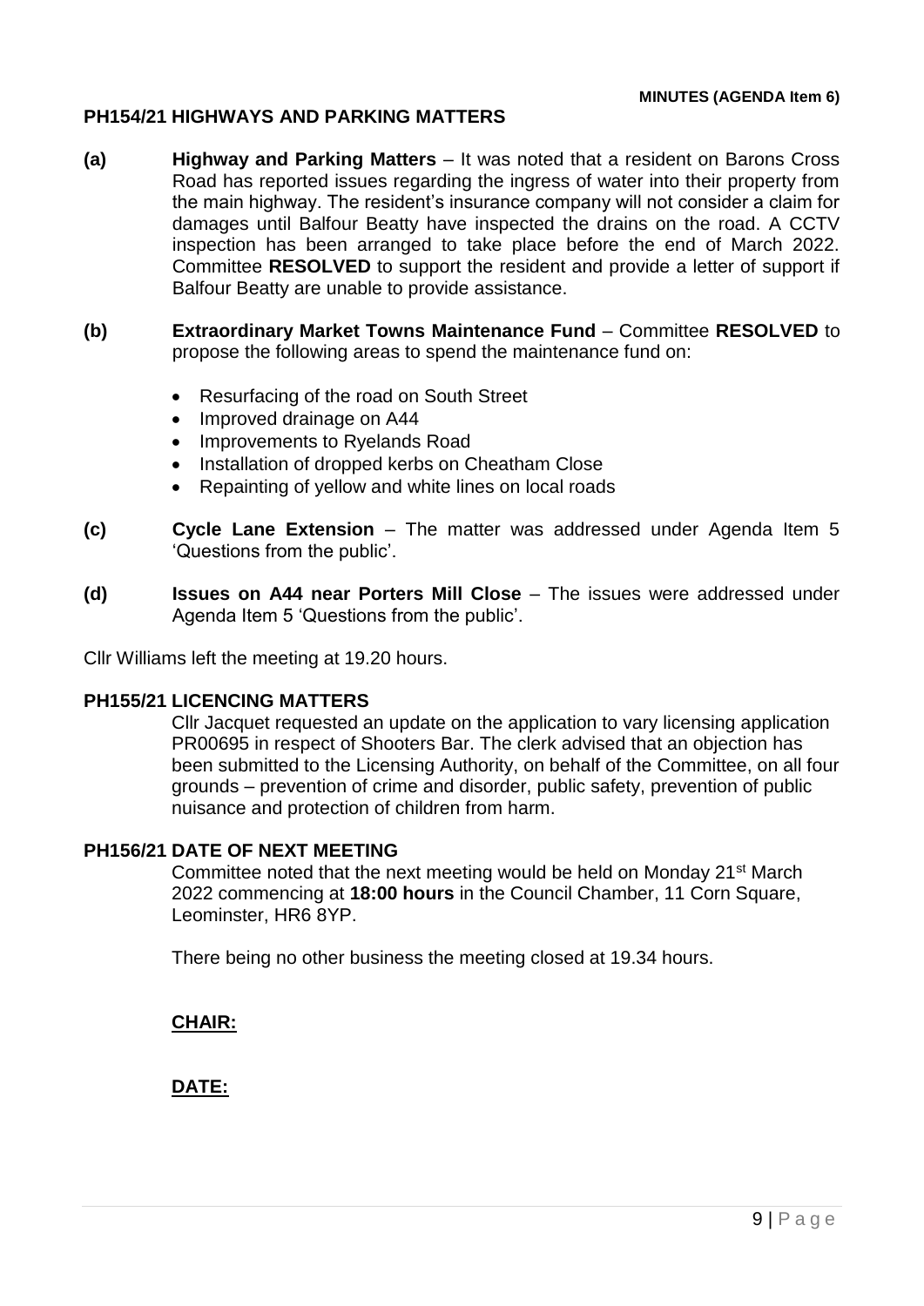**MINUTES (AGENDA Item 6)**

## PH154/21 HIGHWAYS AND PARKING MATTERS

**(a)** **Highway and Parking Matters** – It was noted that a resident on Barons Cross Road has reported issues regarding the ingress of water into their property from the main highway. The resident's insurance company will not consider a claim for damages until Balfour Beatty have inspected the drains on the road. A CCTV inspection has been arranged to take place before the end of March 2022. Committee **RESOLVED** to support the resident and provide a letter of support if Balfour Beatty are unable to provide assistance.

**(b)** **Extraordinary Market Towns Maintenance Fund** – Committee **RESOLVED** to propose the following areas to spend the maintenance fund on:

- Resurfacing of the road on South Street
- Improved drainage on A44
- Improvements to Ryelands Road
- Installation of dropped kerbs on Cheatham Close
- Repainting of yellow and white lines on local roads

**(c)** **Cycle Lane Extension** – The matter was addressed under Agenda Item 5 'Questions from the public'.

**(d)** **Issues on A44 near Porters Mill Close** – The issues were addressed under Agenda Item 5 'Questions from the public'.

Cllr Williams left the meeting at 19.20 hours.

## PH155/21 LICENCING MATTERS

Cllr Jacquet requested an update on the application to vary licensing application PR00695 in respect of Shooters Bar. The clerk advised that an objection has been submitted to the Licensing Authority, on behalf of the Committee, on all four grounds – prevention of crime and disorder, public safety, prevention of public nuisance and protection of children from harm.

## PH156/21 DATE OF NEXT MEETING

Committee noted that the next meeting would be held on Monday 21st March 2022 commencing at **18:00 hours** in the Council Chamber, 11 Corn Square, Leominster, HR6 8YP.

There being no other business the meeting closed at 19.34 hours.

**CHAIR:**

**DATE:**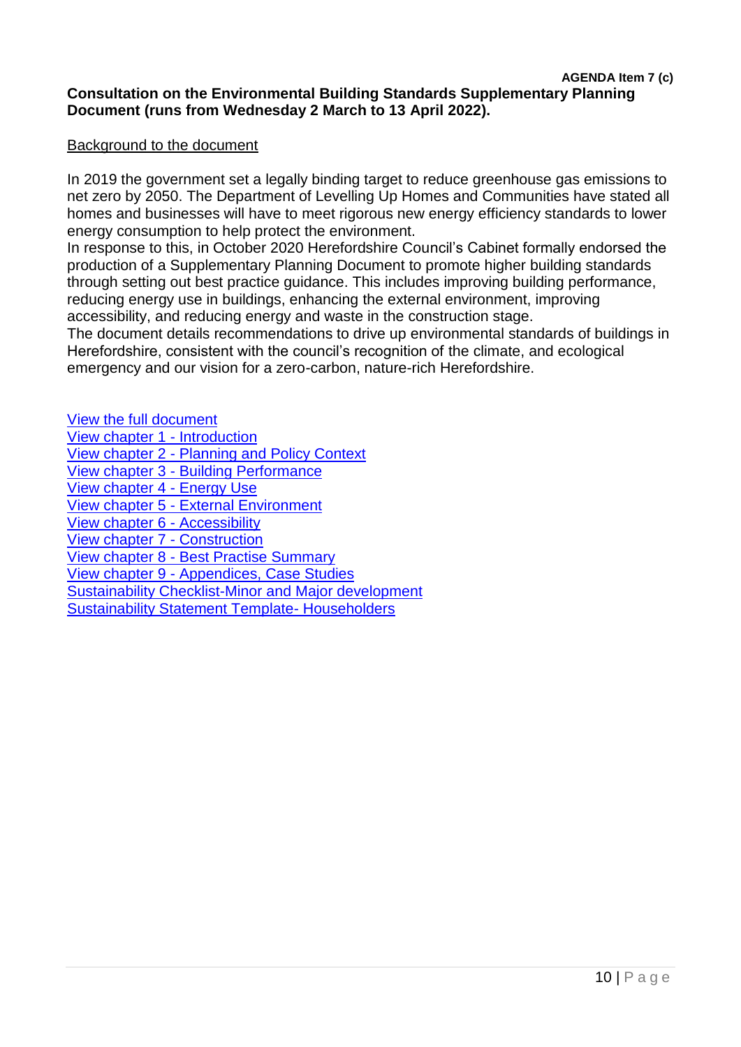**AGENDA Item 7 (c)**

**Consultation on the Environmental Building Standards Supplementary Planning Document (runs from Wednesday 2 March to 13 April 2022).**

Background to the document

In 2019 the government set a legally binding target to reduce greenhouse gas emissions to net zero by 2050. The Department of Levelling Up Homes and Communities have stated all homes and businesses will have to meet rigorous new energy efficiency standards to lower energy consumption to help protect the environment.

In response to this, in October 2020 Herefordshire Council's Cabinet formally endorsed the production of a Supplementary Planning Document to promote higher building standards through setting out best practice guidance. This includes improving building performance, reducing energy use in buildings, enhancing the external environment, improving accessibility, and reducing energy and waste in the construction stage.

The document details recommendations to drive up environmental standards of buildings in Herefordshire, consistent with the council's recognition of the climate, and ecological emergency and our vision for a zero-carbon, nature-rich Herefordshire.

View the full document
View chapter 1 - Introduction
View chapter 2 - Planning and Policy Context
View chapter 3 - Building Performance
View chapter 4 - Energy Use
View chapter 5 - External Environment
View chapter 6 - Accessibility
View chapter 7 - Construction
View chapter 8 - Best Practise Summary
View chapter 9 - Appendices, Case Studies
Sustainability Checklist-Minor and Major development
Sustainability Statement Template- Householders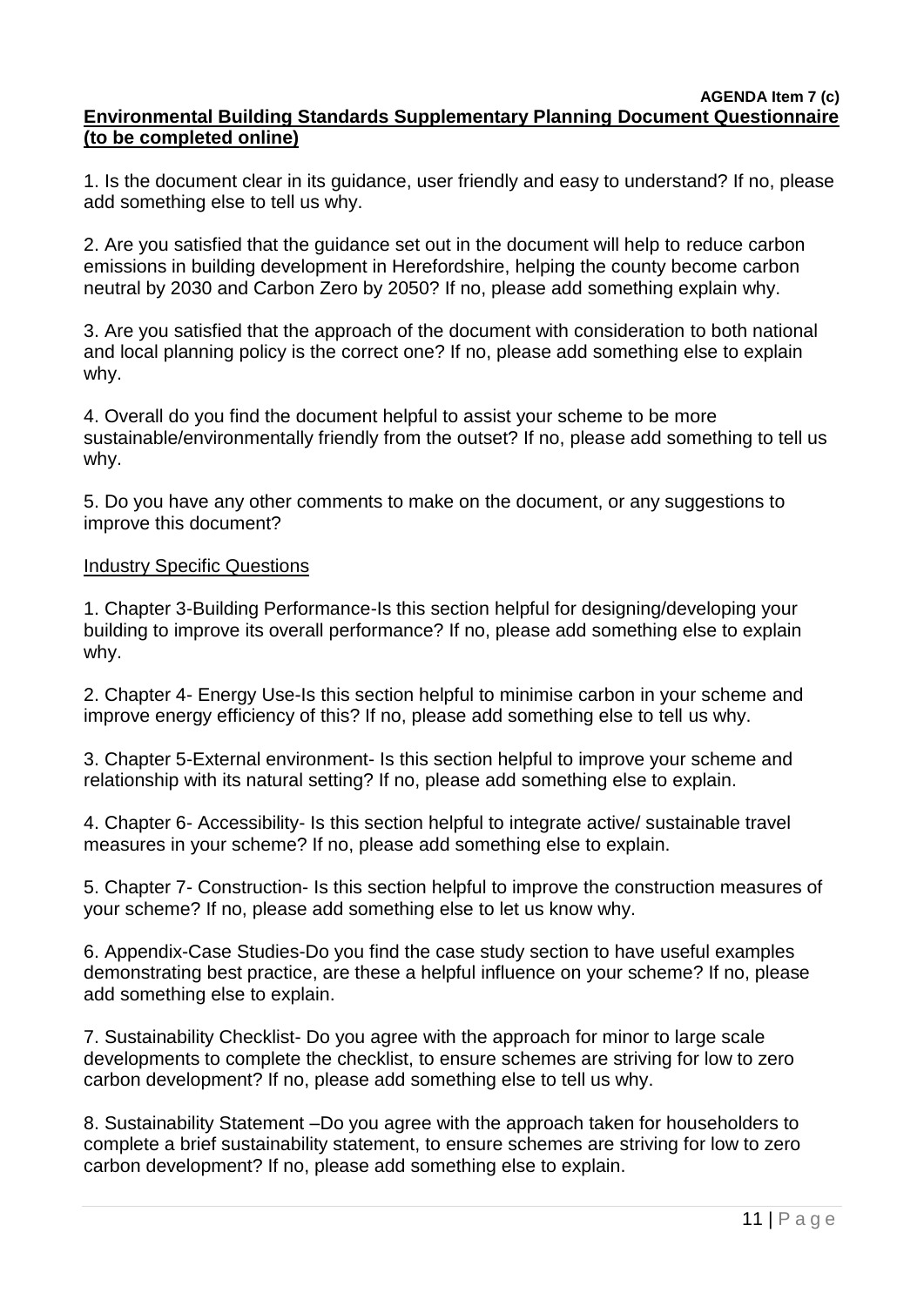**AGENDA Item 7 (c)**

## Environmental Building Standards Supplementary Planning Document Questionnaire (to be completed online)

1. Is the document clear in its guidance, user friendly and easy to understand? If no, please add something else to tell us why.

2. Are you satisfied that the guidance set out in the document will help to reduce carbon emissions in building development in Herefordshire, helping the county become carbon neutral by 2030 and Carbon Zero by 2050? If no, please add something explain why.

3. Are you satisfied that the approach of the document with consideration to both national and local planning policy is the correct one? If no, please add something else to explain why.

4. Overall do you find the document helpful to assist your scheme to be more sustainable/environmentally friendly from the outset? If no, please add something to tell us why.

5. Do you have any other comments to make on the document, or any suggestions to improve this document?

### Industry Specific Questions

1. Chapter 3-Building Performance-Is this section helpful for designing/developing your building to improve its overall performance? If no, please add something else to explain why.

2. Chapter 4- Energy Use-Is this section helpful to minimise carbon in your scheme and improve energy efficiency of this? If no, please add something else to tell us why.

3. Chapter 5-External environment- Is this section helpful to improve your scheme and relationship with its natural setting? If no, please add something else to explain.

4. Chapter 6- Accessibility- Is this section helpful to integrate active/ sustainable travel measures in your scheme? If no, please add something else to explain.

5. Chapter 7- Construction- Is this section helpful to improve the construction measures of your scheme? If no, please add something else to let us know why.

6. Appendix-Case Studies-Do you find the case study section to have useful examples demonstrating best practice, are these a helpful influence on your scheme? If no, please add something else to explain.

7. Sustainability Checklist- Do you agree with the approach for minor to large scale developments to complete the checklist, to ensure schemes are striving for low to zero carbon development? If no, please add something else to tell us why.

8. Sustainability Statement –Do you agree with the approach taken for householders to complete a brief sustainability statement, to ensure schemes are striving for low to zero carbon development? If no, please add something else to explain.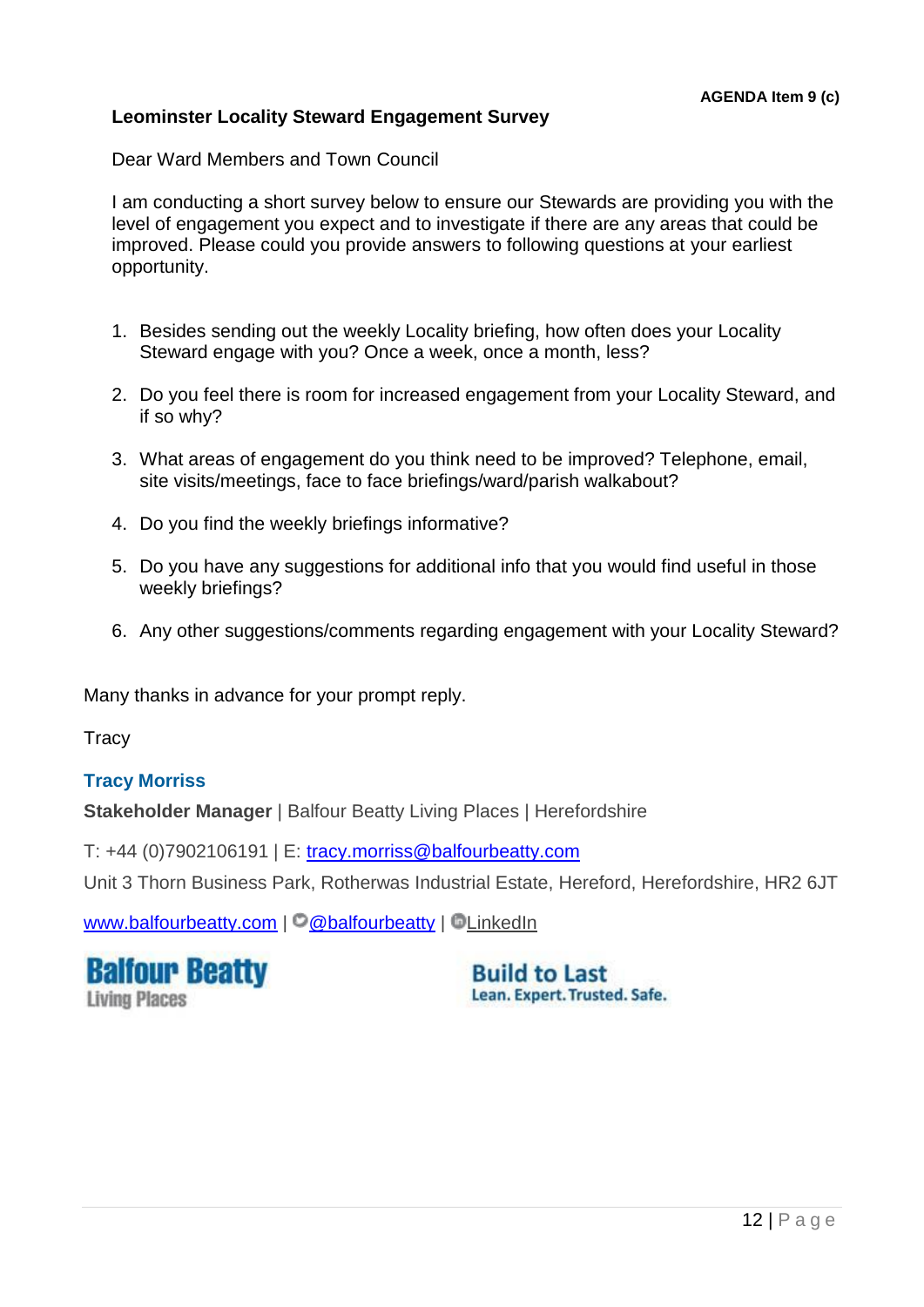**AGENDA Item 9 (c)**

**Leominster Locality Steward Engagement Survey**

Dear Ward Members and Town Council

I am conducting a short survey below to ensure our Stewards are providing you with the level of engagement you expect and to investigate if there are any areas that could be improved. Please could you provide answers to following questions at your earliest opportunity.

1. Besides sending out the weekly Locality briefing, how often does your Locality Steward engage with you? Once a week, once a month, less?
2. Do you feel there is room for increased engagement from your Locality Steward, and if so why?
3. What areas of engagement do you think need to be improved? Telephone, email, site visits/meetings, face to face briefings/ward/parish walkabout?
4. Do you find the weekly briefings informative?
5. Do you have any suggestions for additional info that you would find useful in those weekly briefings?
6. Any other suggestions/comments regarding engagement with your Locality Steward?

Many thanks in advance for your prompt reply.

Tracy

**Tracy Morriss**

**Stakeholder Manager** | Balfour Beatty Living Places | Herefordshire

T: +44 (0)7902106191 | E: tracy.morriss@balfourbeatty.com

Unit 3 Thorn Business Park, Rotherwas Industrial Estate, Hereford, Herefordshire, HR2 6JT

www.balfourbeatty.com | @balfourbeatty | LinkedIn

Balfour Beatty
Living Places

Build to Last
Lean. Expert. Trusted. Safe.